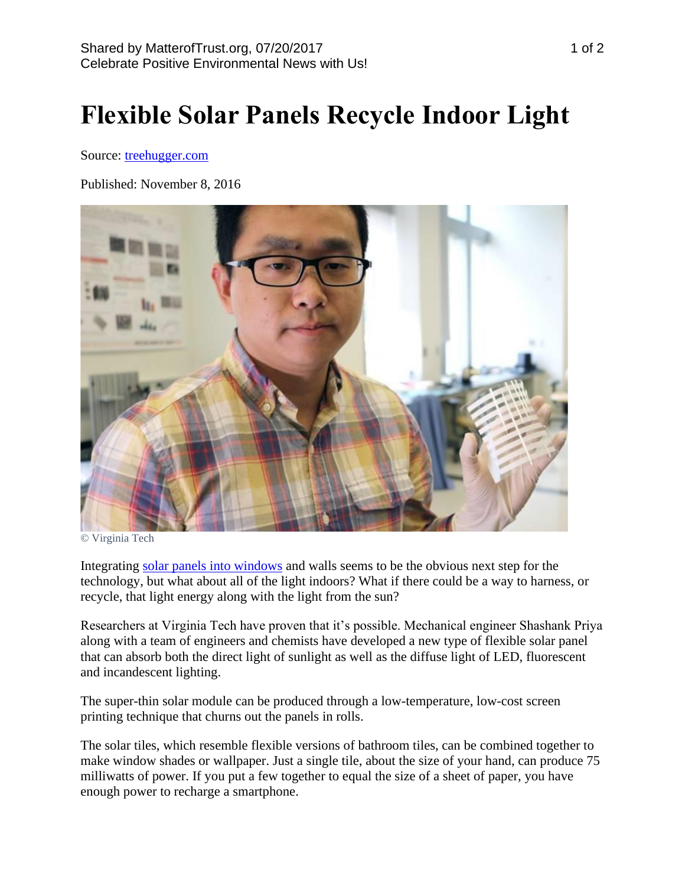# Flexible Solar Panels Recycle Indoor Light

Source: treehugger.com

Published: November 8, 2016

© Virginia Tech

Integrating solar panels into windows and walls seems to be the obvious next step for the technology, but what about all of the light indoors? What if there could be a way to harness, or recycle, that light energy along with the light from the sun?

Researchers at Virginia Tech have proven that it's possible. Mechanical engineer Shashank Priya along with a team of engineers and chemists have developed a new type of flexible solar panel that can absorb both the direct light of sunlight as well as the diffuse light of LED, fluorescent and incandescent lighting.

The super-thin solar module can be produced through a low-temperature, low-cost screen printing technique that churns out the panels in rolls.

The solar tiles, which resemble flexible versions of bathroom tiles, can be combined together to make window shades or wallpaper. Just a single tile, about the size of your hand, can produce 75 milliwatts of power. If you put a few together to equal the size of a sheet of paper, you have enough power to recharge a smartphone.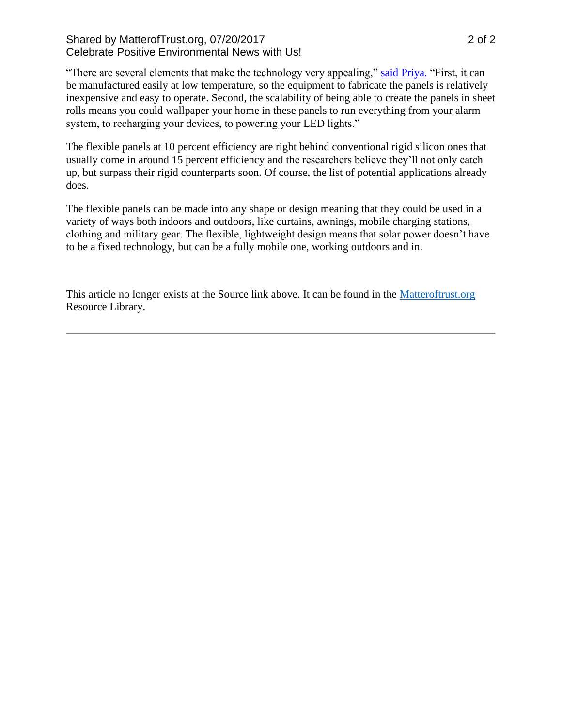"There are several elements that make the technology very appealing," said Priya. "First, it can be manufactured easily at low temperature, so the equipment to fabricate the panels is relatively inexpensive and easy to operate. Second, the scalability of being able to create the panels in sheet rolls means you could wallpaper your home in these panels to run everything from your alarm system, to recharging your devices, to powering your LED lights."

The flexible panels at 10 percent efficiency are right behind conventional rigid silicon ones that usually come in around 15 percent efficiency and the researchers believe they'll not only catch up, but surpass their rigid counterparts soon. Of course, the list of potential applications already does.

The flexible panels can be made into any shape or design meaning that they could be used in a variety of ways both indoors and outdoors, like curtains, awnings, mobile charging stations, clothing and military gear. The flexible, lightweight design means that solar power doesn't have to be a fixed technology, but can be a fully mobile one, working outdoors and in.

This article no longer exists at the Source link above. It can be found in the Matteroftrust.org Resource Library.

---